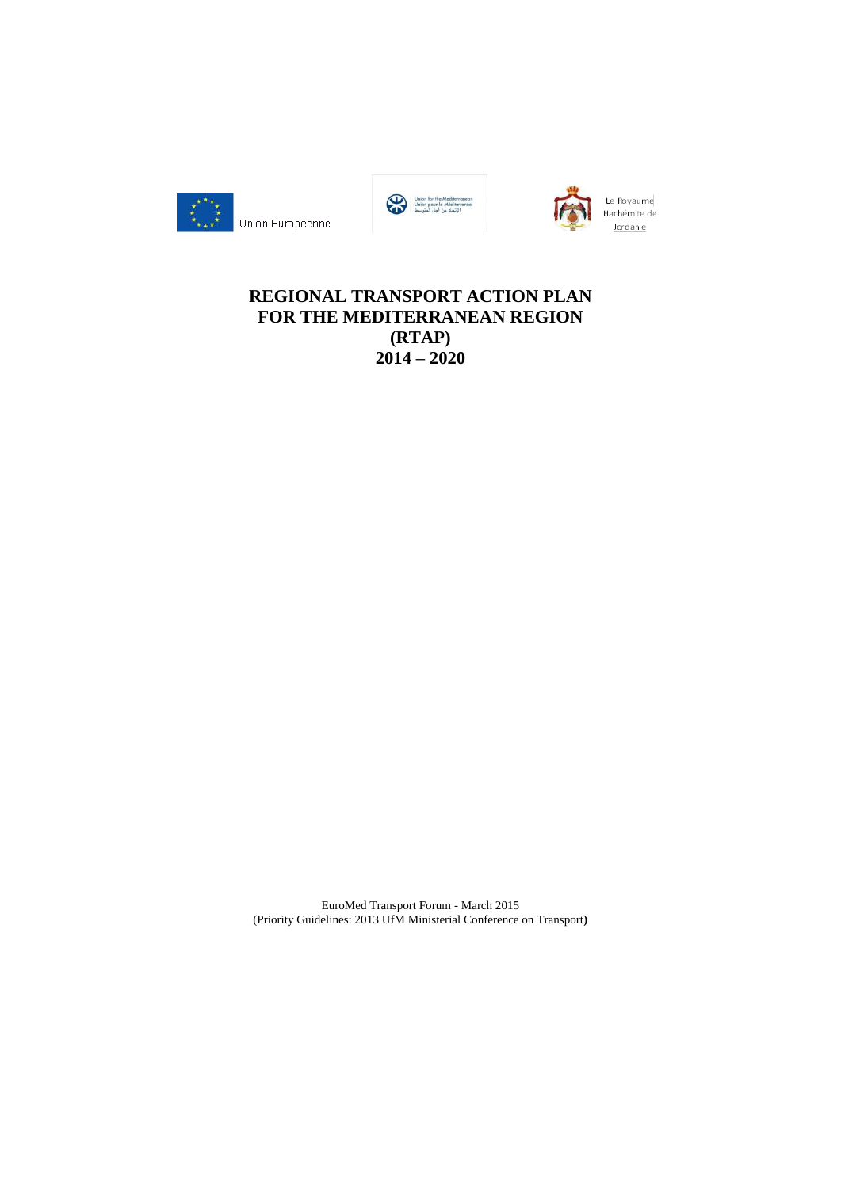Union Européenne

Union for the Mediterranean
Union pour la Méditerranée
الاتحاد من أجل المتوسط

Le Royaume Hachémite de Jordanie

# REGIONAL TRANSPORT ACTION PLAN FOR THE MEDITERRANEAN REGION (RTAP) 2014 – 2020

EuroMed Transport Forum - March 2015
(Priority Guidelines: 2013 UfM Ministerial Conference on Transport)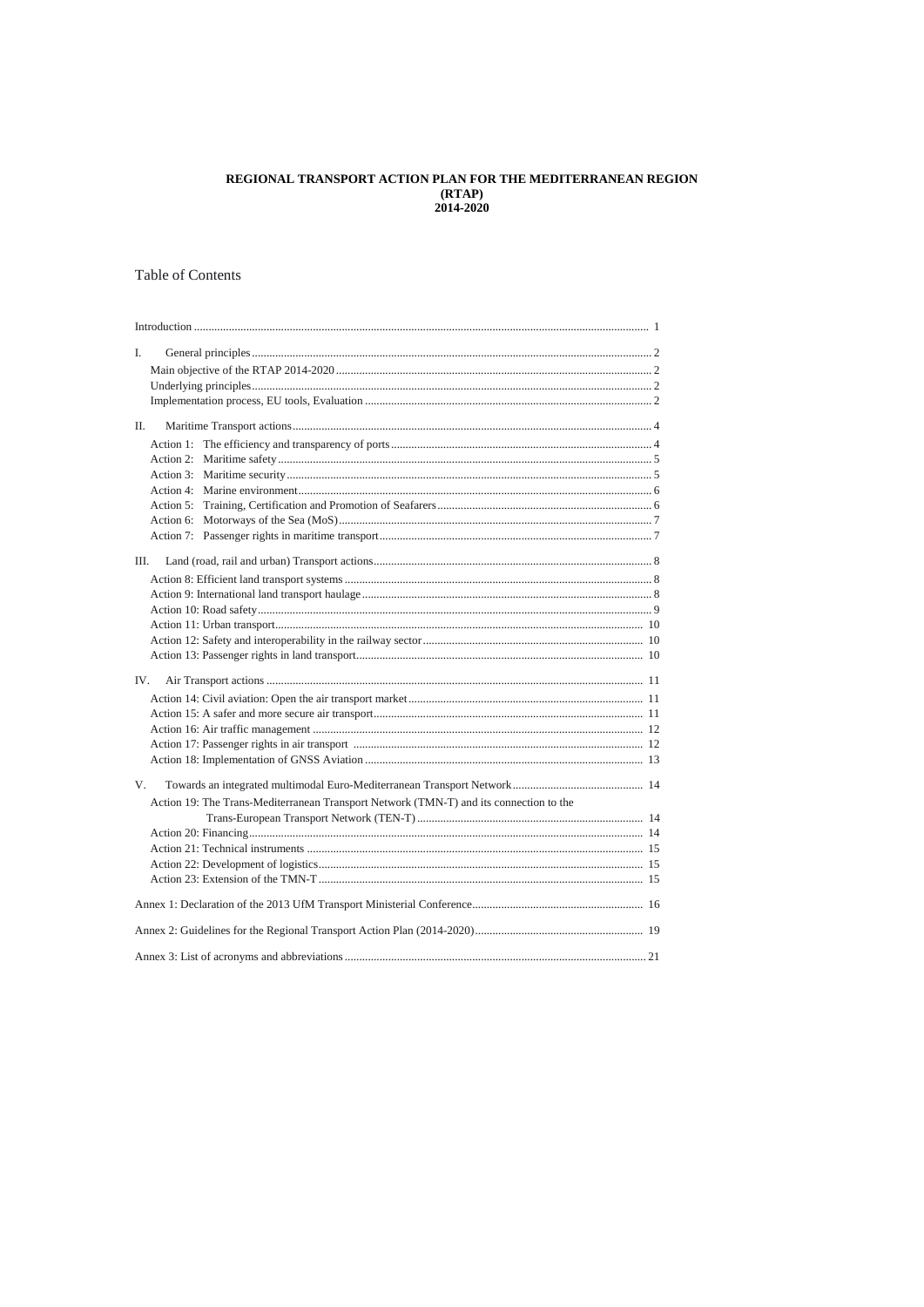**REGIONAL TRANSPORT ACTION PLAN FOR THE MEDITERRANEAN REGION**
**(RTAP)**
**2014-2020**

# Table of Contents

Introduction ........ 1

I. General principles ........ 2
- Main objective of the RTAP 2014-2020 ........ 2
- Underlying principles ........ 2
- Implementation process, EU tools, Evaluation ........ 2

II. Maritime Transport actions ........ 4
- Action 1: The efficiency and transparency of ports ........ 4
- Action 2: Maritime safety ........ 5
- Action 3: Maritime security ........ 5
- Action 4: Marine environment ........ 6
- Action 5: Training, Certification and Promotion of Seafarers ........ 6
- Action 6: Motorways of the Sea (MoS) ........ 7
- Action 7: Passenger rights in maritime transport ........ 7

III. Land (road, rail and urban) Transport actions ........ 8
- Action 8: Efficient land transport systems ........ 8
- Action 9: International land transport haulage ........ 8
- Action 10: Road safety ........ 9
- Action 11: Urban transport ........ 10
- Action 12: Safety and interoperability in the railway sector ........ 10
- Action 13: Passenger rights in land transport ........ 10

IV. Air Transport actions ........ 11
- Action 14: Civil aviation: Open the air transport market ........ 11
- Action 15: A safer and more secure air transport ........ 11
- Action 16: Air traffic management ........ 12
- Action 17: Passenger rights in air transport ........ 12
- Action 18: Implementation of GNSS Aviation ........ 13

V. Towards an integrated multimodal Euro-Mediterranean Transport Network ........ 14
- Action 19: The Trans-Mediterranean Transport Network (TMN-T) and its connection to the Trans-European Transport Network (TEN-T) ........ 14
- Action 20: Financing ........ 14
- Action 21: Technical instruments ........ 15
- Action 22: Development of logistics ........ 15
- Action 23: Extension of the TMN-T ........ 15

Annex 1: Declaration of the 2013 UfM Transport Ministerial Conference ........ 16

Annex 2: Guidelines for the Regional Transport Action Plan (2014-2020) ........ 19

Annex 3: List of acronyms and abbreviations ........ 21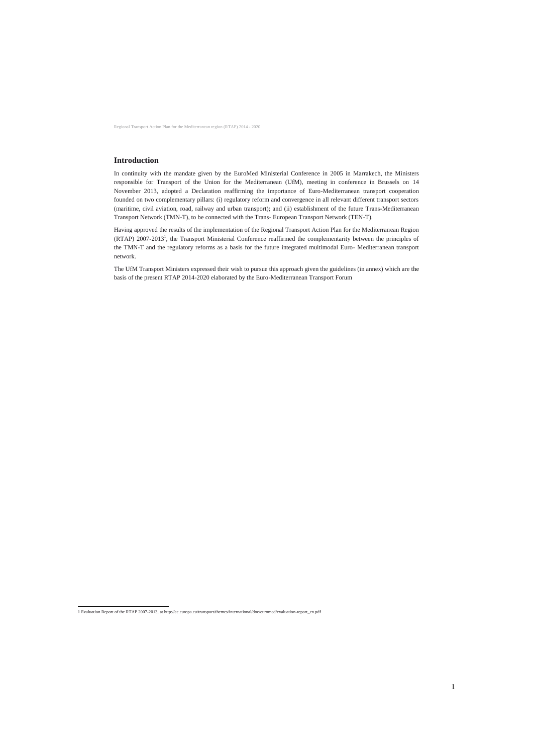## Introduction

In continuity with the mandate given by the EuroMed Ministerial Conference in 2005 in Marrakech, the Ministers responsible for Transport of the Union for the Mediterranean (UfM), meeting in conference in Brussels on 14 November 2013, adopted a Declaration reaffirming the importance of Euro-Mediterranean transport cooperation founded on two complementary pillars: (i) regulatory reform and convergence in all relevant different transport sectors (maritime, civil aviation, road, railway and urban transport); and (ii) establishment of the future Trans-Mediterranean Transport Network (TMN-T), to be connected with the Trans- European Transport Network (TEN-T).

Having approved the results of the implementation of the Regional Transport Action Plan for the Mediterranean Region (RTAP) 2007-2013[1], the Transport Ministerial Conference reaffirmed the complementarity between the principles of the TMN-T and the regulatory reforms as a basis for the future integrated multimodal Euro- Mediterranean transport network.

The UfM Transport Ministers expressed their wish to pursue this approach given the guidelines (in annex) which are the basis of the present RTAP 2014-2020 elaborated by the Euro-Mediterranean Transport Forum

---

1 Evaluation Report of the RTAP 2007-2013, at http://ec.europa.eu/transport/themes/international/doc/euromed/evaluation-report_en.pdf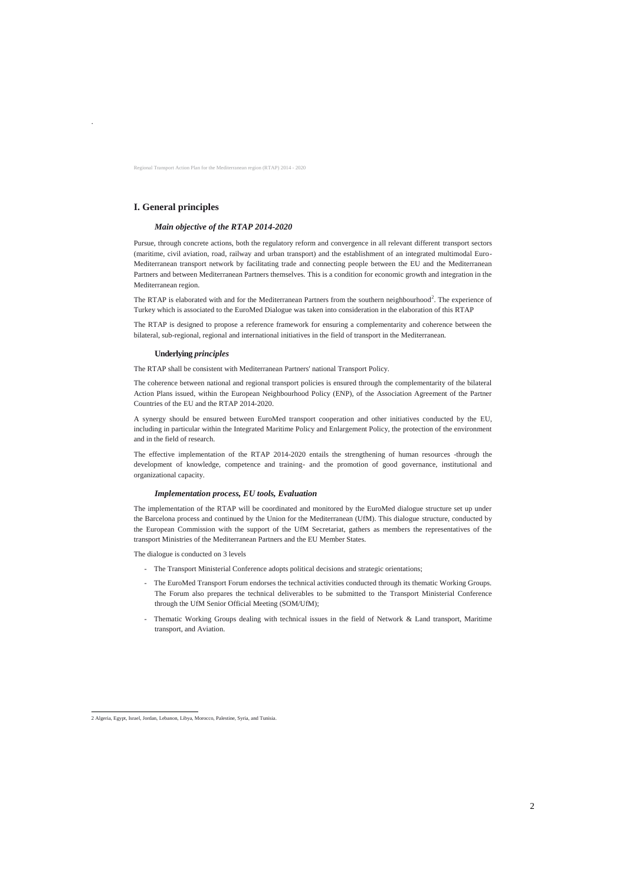## I. General principles

### *Main objective of the RTAP 2014-2020*

Pursue, through concrete actions, both the regulatory reform and convergence in all relevant different transport sectors (maritime, civil aviation, road, railway and urban transport) and the establishment of an integrated multimodal Euro-Mediterranean transport network by facilitating trade and connecting people between the EU and the Mediterranean Partners and between Mediterranean Partners themselves. This is a condition for economic growth and integration in the Mediterranean region.

The RTAP is elaborated with and for the Mediterranean Partners from the southern neighbourhood[2]. The experience of Turkey which is associated to the EuroMed Dialogue was taken into consideration in the elaboration of this RTAP

The RTAP is designed to propose a reference framework for ensuring a complementarity and coherence between the bilateral, sub-regional, regional and international initiatives in the field of transport in the Mediterranean.

### **Underlying** *principles*

The RTAP shall be consistent with Mediterranean Partners' national Transport Policy.

The coherence between national and regional transport policies is ensured through the complementarity of the bilateral Action Plans issued, within the European Neighbourhood Policy (ENP), of the Association Agreement of the Partner Countries of the EU and the RTAP 2014-2020.

A synergy should be ensured between EuroMed transport cooperation and other initiatives conducted by the EU, including in particular within the Integrated Maritime Policy and Enlargement Policy, the protection of the environment and in the field of research.

The effective implementation of the RTAP 2014-2020 entails the strengthening of human resources -through the development of knowledge, competence and training- and the promotion of good governance, institutional and organizational capacity.

### *Implementation process, EU tools, Evaluation*

The implementation of the RTAP will be coordinated and monitored by the EuroMed dialogue structure set up under the Barcelona process and continued by the Union for the Mediterranean (UfM). This dialogue structure, conducted by the European Commission with the support of the UfM Secretariat, gathers as members the representatives of the transport Ministries of the Mediterranean Partners and the EU Member States.

The dialogue is conducted on 3 levels

- The Transport Ministerial Conference adopts political decisions and strategic orientations;
- The EuroMed Transport Forum endorses the technical activities conducted through its thematic Working Groups. The Forum also prepares the technical deliverables to be submitted to the Transport Ministerial Conference through the UfM Senior Official Meeting (SOM/UfM);
- Thematic Working Groups dealing with technical issues in the field of Network & Land transport, Maritime transport, and Aviation.

---

2 Algeria, Egypt, Israel, Jordan, Lebanon, Libya, Morocco, Palestine, Syria, and Tunisia.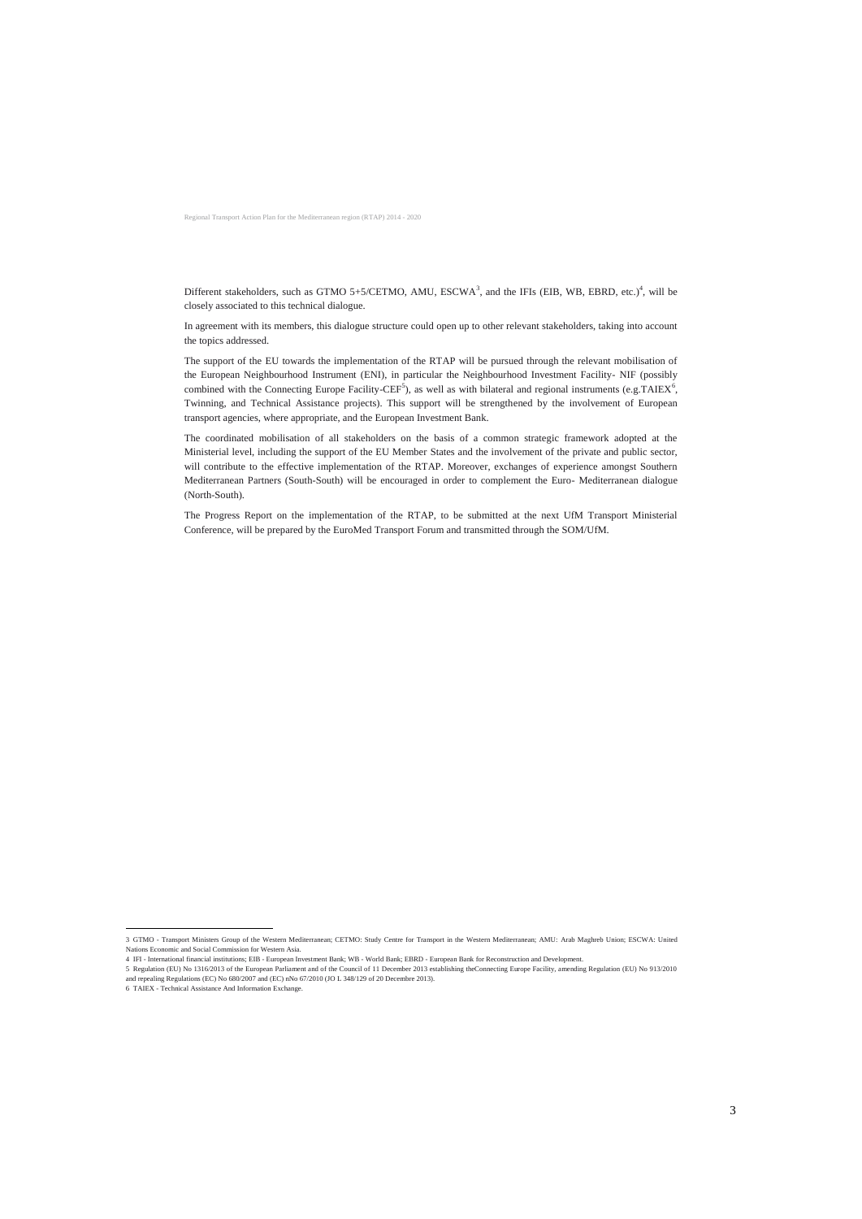Different stakeholders, such as GTMO 5+5/CETMO, AMU, ESCWA[3], and the IFIs (EIB, WB, EBRD, etc.)[4], will be closely associated to this technical dialogue.

In agreement with its members, this dialogue structure could open up to other relevant stakeholders, taking into account the topics addressed.

The support of the EU towards the implementation of the RTAP will be pursued through the relevant mobilisation of the European Neighbourhood Instrument (ENI), in particular the Neighbourhood Investment Facility- NIF (possibly combined with the Connecting Europe Facility-CEF[5]), as well as with bilateral and regional instruments (e.g.TAIEX[6], Twinning, and Technical Assistance projects). This support will be strengthened by the involvement of European transport agencies, where appropriate, and the European Investment Bank.

The coordinated mobilisation of all stakeholders on the basis of a common strategic framework adopted at the Ministerial level, including the support of the EU Member States and the involvement of the private and public sector, will contribute to the effective implementation of the RTAP. Moreover, exchanges of experience amongst Southern Mediterranean Partners (South-South) will be encouraged in order to complement the Euro- Mediterranean dialogue (North-South).

The Progress Report on the implementation of the RTAP, to be submitted at the next UfM Transport Ministerial Conference, will be prepared by the EuroMed Transport Forum and transmitted through the SOM/UfM.

---

3 GTMO - Transport Ministers Group of the Western Mediterranean; CETMO: Study Centre for Transport in the Western Mediterranean; AMU: Arab Maghreb Union; ESCWA: United Nations Economic and Social Commission for Western Asia.

4 IFI - International financial institutions; EIB - European Investment Bank; WB - World Bank; EBRD - European Bank for Reconstruction and Development.

5 Regulation (EU) No 1316/2013 of the European Parliament and of the Council of 11 December 2013 establishing theConnecting Europe Facility, amending Regulation (EU) No 913/2010 and repealing Regulations (EC) No 680/2007 and (EC) nNo 67/2010 (JO L 348/129 of 20 Decembre 2013).

6 TAIEX - Technical Assistance And Information Exchange.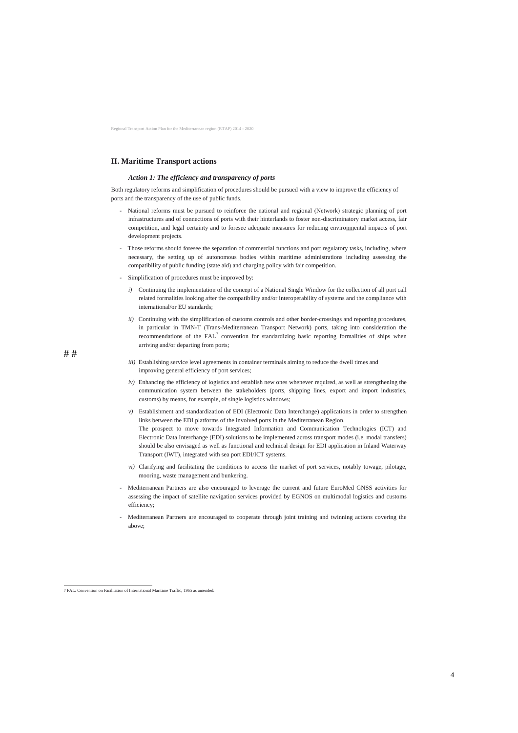## II. Maritime Transport actions

### *Action 1: The efficiency and transparency of ports*

Both regulatory reforms and simplification of procedures should be pursued with a view to improve the efficiency of ports and the transparency of the use of public funds.

- National reforms must be pursued to reinforce the national and regional (Network) strategic planning of port infrastructures and of connections of ports with their hinterlands to foster non-discriminatory market access, fair competition, and legal certainty and to foresee adequate measures for reducing environmental impacts of port development projects.

- Those reforms should foresee the separation of commercial functions and port regulatory tasks, including, where necessary, the setting up of autonomous bodies within maritime administrations including assessing the compatibility of public funding (state aid) and charging policy with fair competition.

- Simplification of procedures must be improved by:

  *i)* Continuing the implementation of the concept of a National Single Window for the collection of all port call related formalities looking after the compatibility and/or interoperability of systems and the compliance with international/or EU standards;

  *ii)* Continuing with the simplification of customs controls and other border-crossings and reporting procedures, in particular in TMN-T (Trans-Mediterranean Transport Network) ports, taking into consideration the recommendations of the FAL[7] convention for standardizing basic reporting formalities of ships when arriving and/or departing from ports;

# #

  *iii)* Establishing service level agreements in container terminals aiming to reduce the dwell times and improving general efficiency of port services;

  *iv)* Enhancing the efficiency of logistics and establish new ones whenever required, as well as strengthening the communication system between the stakeholders (ports, shipping lines, export and import industries, customs) by means, for example, of single logistics windows;

  *v)* Establishment and standardization of EDI (Electronic Data Interchange) applications in order to strengthen links between the EDI platforms of the involved ports in the Mediterranean Region.
  The prospect to move towards Integrated Information and Communication Technologies (ICT) and Electronic Data Interchange (EDI) solutions to be implemented across transport modes (i.e. modal transfers) should be also envisaged as well as functional and technical design for EDI application in Inland Waterway Transport (IWT), integrated with sea port EDI/ICT systems.

  *vi)* Clarifying and facilitating the conditions to access the market of port services, notably towage, pilotage, mooring, waste management and bunkering.

- Mediterranean Partners are also encouraged to leverage the current and future EuroMed GNSS activities for assessing the impact of satellite navigation services provided by EGNOS on multimodal logistics and customs efficiency;

- Mediterranean Partners are encouraged to cooperate through joint training and twinning actions covering the above;

---

7 FAL: Convention on Facilitation of International Maritime Traffic, 1965 as amended.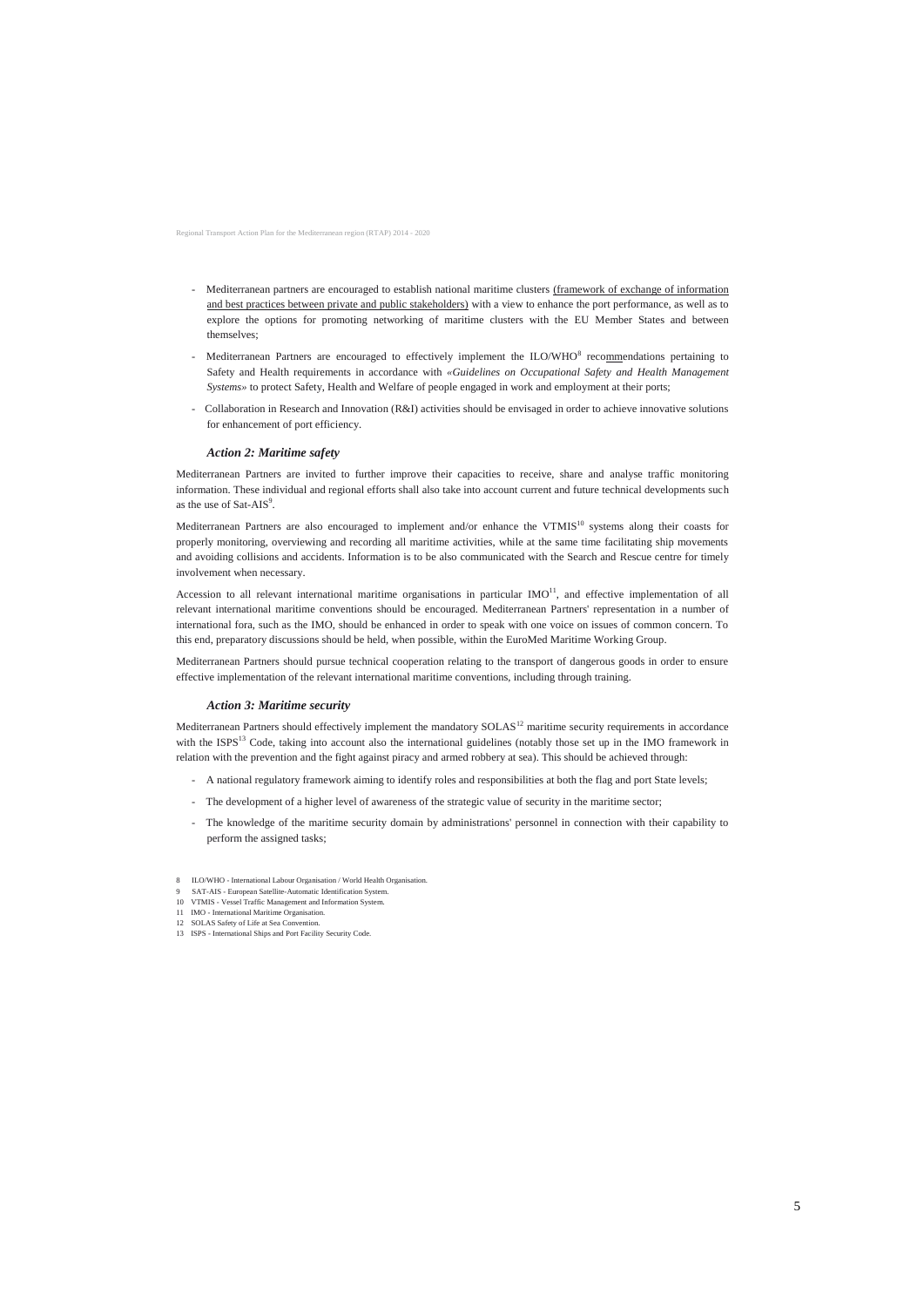- Mediterranean partners are encouraged to establish national maritime clusters (framework of exchange of information and best practices between private and public stakeholders) with a view to enhance the port performance, as well as to explore the options for promoting networking of maritime clusters with the EU Member States and between themselves;

- Mediterranean Partners are encouraged to effectively implement the ILO/WHO[8] recommendations pertaining to Safety and Health requirements in accordance with *«Guidelines on Occupational Safety and Health Management Systems»* to protect Safety, Health and Welfare of people engaged in work and employment at their ports;

- Collaboration in Research and Innovation (R&I) activities should be envisaged in order to achieve innovative solutions for enhancement of port efficiency.

### *Action 2: Maritime safety*

Mediterranean Partners are invited to further improve their capacities to receive, share and analyse traffic monitoring information. These individual and regional efforts shall also take into account current and future technical developments such as the use of Sat-AIS[9].

Mediterranean Partners are also encouraged to implement and/or enhance the VTMIS[10] systems along their coasts for properly monitoring, overviewing and recording all maritime activities, while at the same time facilitating ship movements and avoiding collisions and accidents. Information is to be also communicated with the Search and Rescue centre for timely involvement when necessary.

Accession to all relevant international maritime organisations in particular IMO[11], and effective implementation of all relevant international maritime conventions should be encouraged. Mediterranean Partners' representation in a number of international fora, such as the IMO, should be enhanced in order to speak with one voice on issues of common concern. To this end, preparatory discussions should be held, when possible, within the EuroMed Maritime Working Group.

Mediterranean Partners should pursue technical cooperation relating to the transport of dangerous goods in order to ensure effective implementation of the relevant international maritime conventions, including through training.

### *Action 3: Maritime security*

Mediterranean Partners should effectively implement the mandatory SOLAS[12] maritime security requirements in accordance with the ISPS[13] Code, taking into account also the international guidelines (notably those set up in the IMO framework in relation with the prevention and the fight against piracy and armed robbery at sea). This should be achieved through:

- A national regulatory framework aiming to identify roles and responsibilities at both the flag and port State levels;

- The development of a higher level of awareness of the strategic value of security in the maritime sector;

- The knowledge of the maritime security domain by administrations' personnel in connection with their capability to perform the assigned tasks;

---

8 ILO/WHO - International Labour Organisation / World Health Organisation.

9 SAT-AIS - European Satellite-Automatic Identification System.

10 VTMIS - Vessel Traffic Management and Information System.

11 IMO - International Maritime Organisation.

12 SOLAS Safety of Life at Sea Convention.

13 ISPS - International Ships and Port Facility Security Code.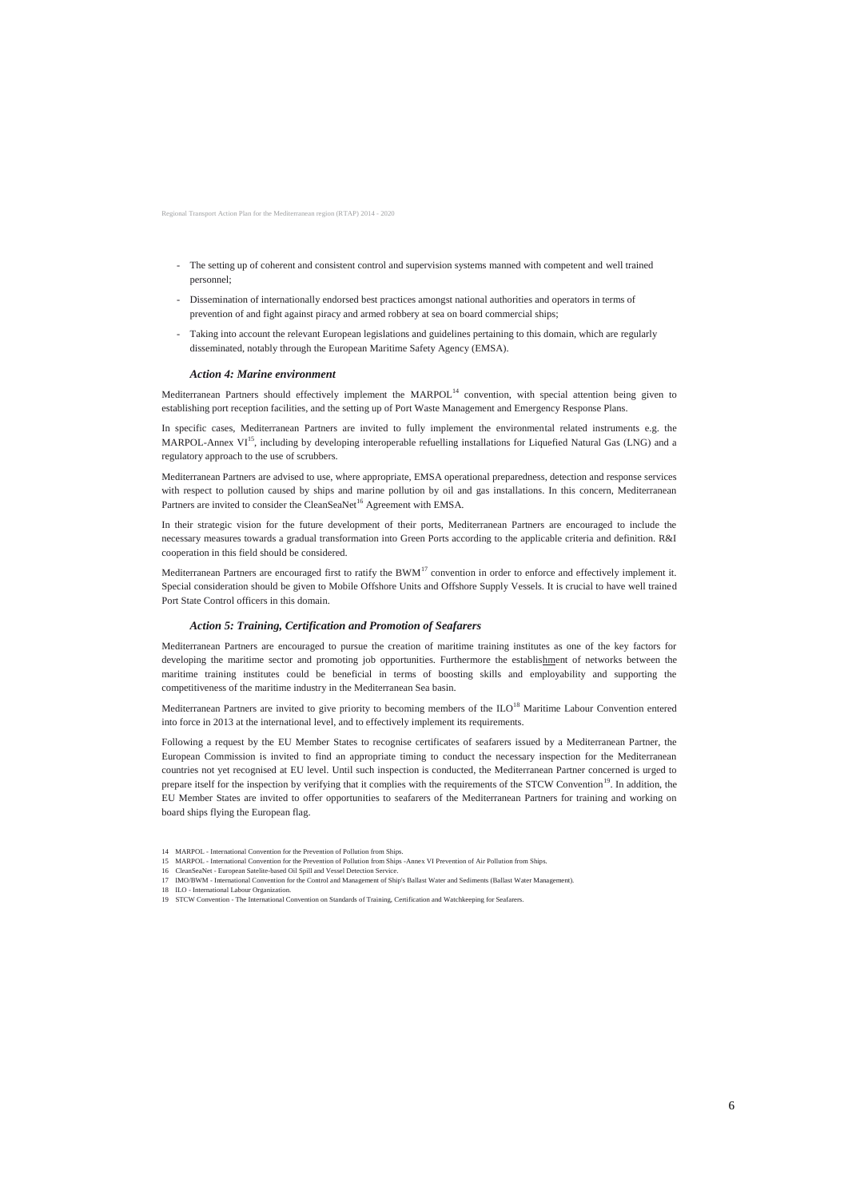- The setting up of coherent and consistent control and supervision systems manned with competent and well trained personnel;
- Dissemination of internationally endorsed best practices amongst national authorities and operators in terms of prevention of and fight against piracy and armed robbery at sea on board commercial ships;
- Taking into account the relevant European legislations and guidelines pertaining to this domain, which are regularly disseminated, notably through the European Maritime Safety Agency (EMSA).

### *Action 4: Marine environment*

Mediterranean Partners should effectively implement the MARPOL[14] convention, with special attention being given to establishing port reception facilities, and the setting up of Port Waste Management and Emergency Response Plans.

In specific cases, Mediterranean Partners are invited to fully implement the environmental related instruments e.g. the MARPOL-Annex VI[15], including by developing interoperable refuelling installations for Liquefied Natural Gas (LNG) and a regulatory approach to the use of scrubbers.

Mediterranean Partners are advised to use, where appropriate, EMSA operational preparedness, detection and response services with respect to pollution caused by ships and marine pollution by oil and gas installations. In this concern, Mediterranean Partners are invited to consider the CleanSeaNet[16] Agreement with EMSA.

In their strategic vision for the future development of their ports, Mediterranean Partners are encouraged to include the necessary measures towards a gradual transformation into Green Ports according to the applicable criteria and definition. R&I cooperation in this field should be considered.

Mediterranean Partners are encouraged first to ratify the BWM[17] convention in order to enforce and effectively implement it. Special consideration should be given to Mobile Offshore Units and Offshore Supply Vessels. It is crucial to have well trained Port State Control officers in this domain.

### *Action 5: Training, Certification and Promotion of Seafarers*

Mediterranean Partners are encouraged to pursue the creation of maritime training institutes as one of the key factors for developing the maritime sector and promoting job opportunities. Furthermore the establishment of networks between the maritime training institutes could be beneficial in terms of boosting skills and employability and supporting the competitiveness of the maritime industry in the Mediterranean Sea basin.

Mediterranean Partners are invited to give priority to becoming members of the ILO[18] Maritime Labour Convention entered into force in 2013 at the international level, and to effectively implement its requirements.

Following a request by the EU Member States to recognise certificates of seafarers issued by a Mediterranean Partner, the European Commission is invited to find an appropriate timing to conduct the necessary inspection for the Mediterranean countries not yet recognised at EU level. Until such inspection is conducted, the Mediterranean Partner concerned is urged to prepare itself for the inspection by verifying that it complies with the requirements of the STCW Convention[19]. In addition, the EU Member States are invited to offer opportunities to seafarers of the Mediterranean Partners for training and working on board ships flying the European flag.

14 MARPOL - International Convention for the Prevention of Pollution from Ships.
15 MARPOL - International Convention for the Prevention of Pollution from Ships -Annex VI Prevention of Air Pollution from Ships.
16 CleanSeaNet - European Satelite-based Oil Spill and Vessel Detection Service.
17 IMO/BWM - International Convention for the Control and Management of Ship's Ballast Water and Sediments (Ballast Water Management).
18 ILO - International Labour Organization.
19 STCW Convention - The International Convention on Standards of Training, Certification and Watchkeeping for Seafarers.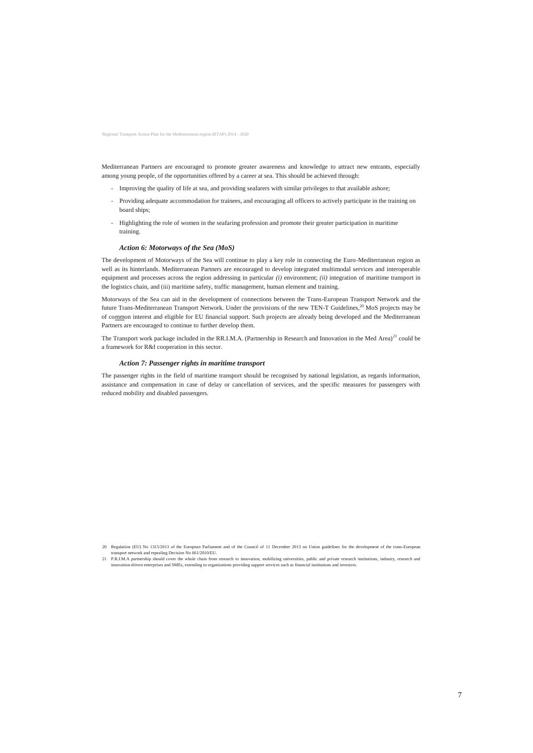Mediterranean Partners are encouraged to promote greater awareness and knowledge to attract new entrants, especially among young people, of the opportunities offered by a career at sea. This should be achieved through:

- Improving the quality of life at sea, and providing seafarers with similar privileges to that available ashore;
- Providing adequate accommodation for trainees, and encouraging all officers to actively participate in the training on board ships;
- Highlighting the role of women in the seafaring profession and promote their greater participation in maritime training.

### *Action 6: Motorways of the Sea (MoS)*

The development of Motorways of the Sea will continue to play a key role in connecting the Euro-Mediterranean region as well as its hinterlands. Mediterranean Partners are encouraged to develop integrated multimodal services and interoperable equipment and processes across the region addressing in particular *(i)* environment; *(ii)* integration of maritime transport in the logistics chain, and (iii) maritime safety, traffic management, human element and training.

Motorways of the Sea can aid in the development of connections between the Trans-European Transport Network and the future Trans-Mediterranean Transport Network. Under the provisions of the new TEN-T Guidelines,[20] MoS projects may be of common interest and eligible for EU financial support. Such projects are already being developed and the Mediterranean Partners are encouraged to continue to further develop them.

The Transport work package included in the RR.I.M.A. (Partnership in Research and Innovation in the Med Area)[21] could be a framework for R&I cooperation in this sector.

### *Action 7: Passenger rights in maritime transport*

The passenger rights in the field of maritime transport should be recognised by national legislation, as regards information, assistance and compensation in case of delay or cancellation of services, and the specific measures for passengers with reduced mobility and disabled passengers.

20 Regulation (EU) No 1315/2013 of the European Parliament and of the Council of 11 December 2013 on Union guidelines for the development of the trans-European transport network and repealing Decision No 661/2010/EU.

21 P.R.I.M.A partnership should cover the whole chain from research to innovation, mobilizing universities, public and private research institutions, industry, research and innovation-driven enterprises and SMEs, extending to organizations providing support services such as financial institutions and investors.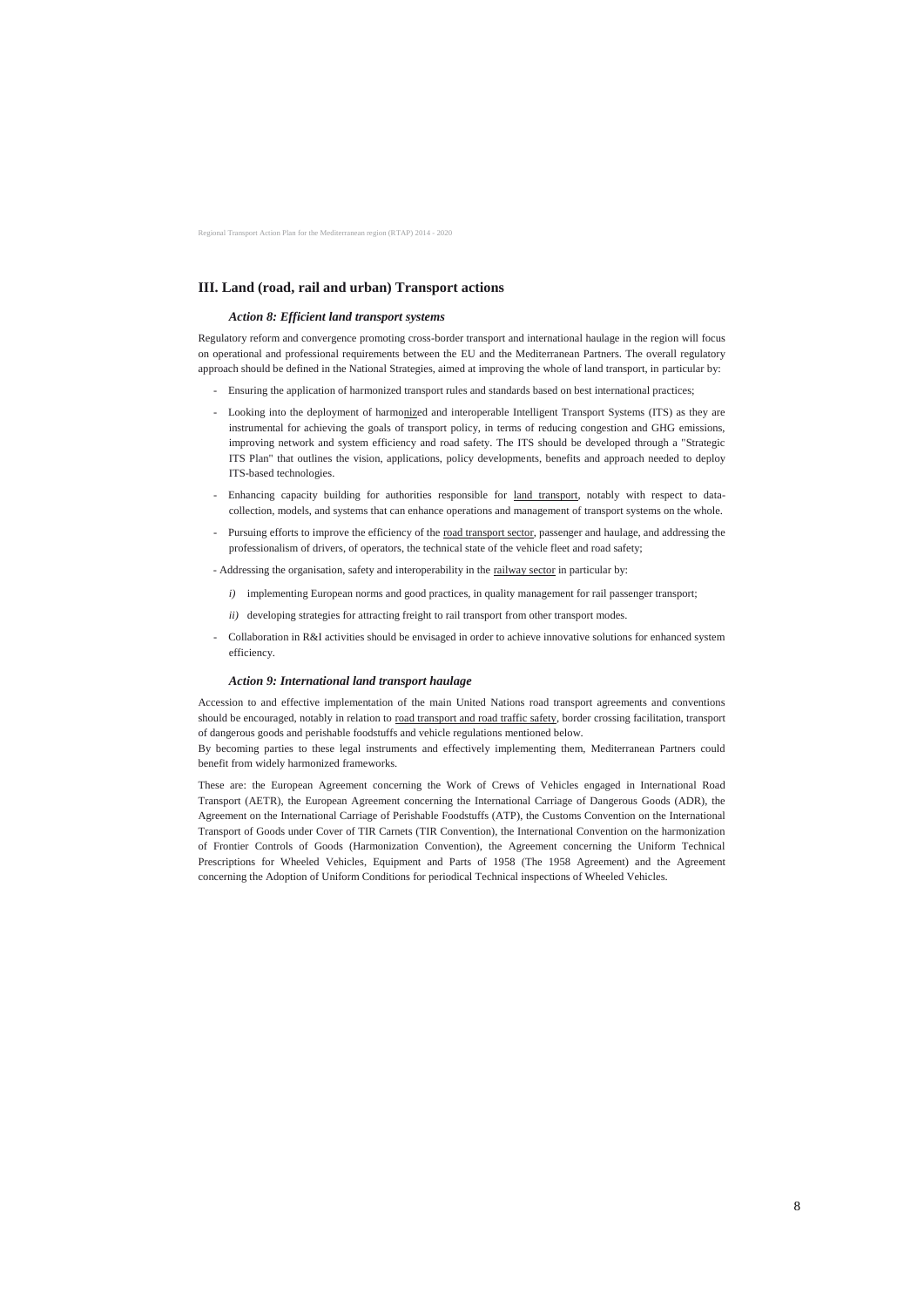## III. Land (road, rail and urban) Transport actions

### *Action 8: Efficient land transport systems*

Regulatory reform and convergence promoting cross-border transport and international haulage in the region will focus on operational and professional requirements between the EU and the Mediterranean Partners. The overall regulatory approach should be defined in the National Strategies, aimed at improving the whole of land transport, in particular by:

- Ensuring the application of harmonized transport rules and standards based on best international practices;
- Looking into the deployment of harmonized and interoperable Intelligent Transport Systems (ITS) as they are instrumental for achieving the goals of transport policy, in terms of reducing congestion and GHG emissions, improving network and system efficiency and road safety. The ITS should be developed through a "Strategic ITS Plan" that outlines the vision, applications, policy developments, benefits and approach needed to deploy ITS-based technologies.
- Enhancing capacity building for authorities responsible for land transport, notably with respect to data-collection, models, and systems that can enhance operations and management of transport systems on the whole.
- Pursuing efforts to improve the efficiency of the road transport sector, passenger and haulage, and addressing the professionalism of drivers, of operators, the technical state of the vehicle fleet and road safety;
- Addressing the organisation, safety and interoperability in the railway sector in particular by:
  - *i)* implementing European norms and good practices, in quality management for rail passenger transport;
  - *ii)* developing strategies for attracting freight to rail transport from other transport modes.
- Collaboration in R&I activities should be envisaged in order to achieve innovative solutions for enhanced system efficiency.

### *Action 9: International land transport haulage*

Accession to and effective implementation of the main United Nations road transport agreements and conventions should be encouraged, notably in relation to road transport and road traffic safety, border crossing facilitation, transport of dangerous goods and perishable foodstuffs and vehicle regulations mentioned below.
By becoming parties to these legal instruments and effectively implementing them, Mediterranean Partners could benefit from widely harmonized frameworks.

These are: the European Agreement concerning the Work of Crews of Vehicles engaged in International Road Transport (AETR), the European Agreement concerning the International Carriage of Dangerous Goods (ADR), the Agreement on the International Carriage of Perishable Foodstuffs (ATP), the Customs Convention on the International Transport of Goods under Cover of TIR Carnets (TIR Convention), the International Convention on the harmonization of Frontier Controls of Goods (Harmonization Convention), the Agreement concerning the Uniform Technical Prescriptions for Wheeled Vehicles, Equipment and Parts of 1958 (The 1958 Agreement) and the Agreement concerning the Adoption of Uniform Conditions for periodical Technical inspections of Wheeled Vehicles.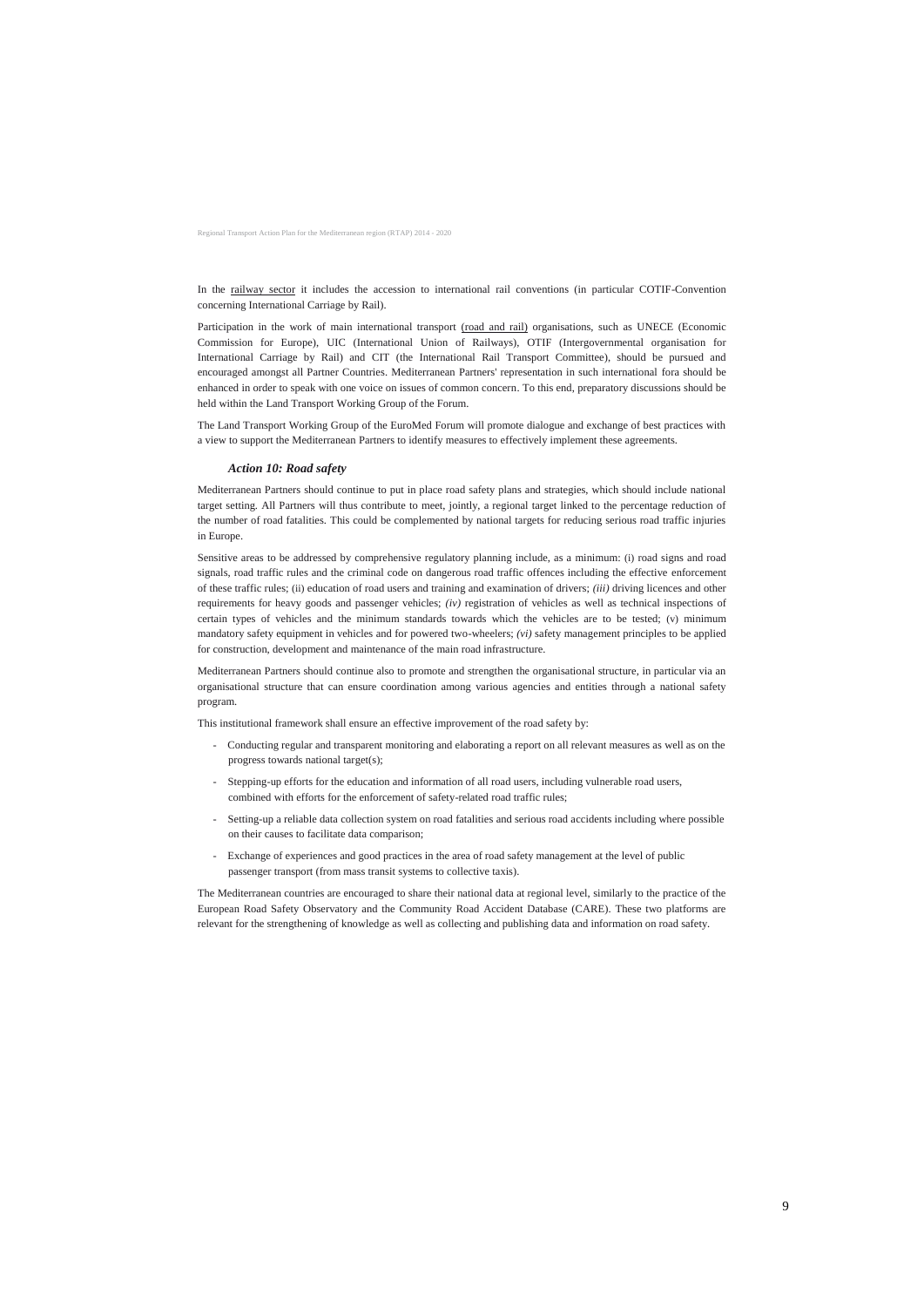In the railway sector it includes the accession to international rail conventions (in particular COTIF-Convention concerning International Carriage by Rail).

Participation in the work of main international transport (road and rail) organisations, such as UNECE (Economic Commission for Europe), UIC (International Union of Railways), OTIF (Intergovernmental organisation for International Carriage by Rail) and CIT (the International Rail Transport Committee), should be pursued and encouraged amongst all Partner Countries. Mediterranean Partners' representation in such international fora should be enhanced in order to speak with one voice on issues of common concern. To this end, preparatory discussions should be held within the Land Transport Working Group of the Forum.

The Land Transport Working Group of the EuroMed Forum will promote dialogue and exchange of best practices with a view to support the Mediterranean Partners to identify measures to effectively implement these agreements.

### *Action 10: Road safety*

Mediterranean Partners should continue to put in place road safety plans and strategies, which should include national target setting. All Partners will thus contribute to meet, jointly, a regional target linked to the percentage reduction of the number of road fatalities. This could be complemented by national targets for reducing serious road traffic injuries in Europe.

Sensitive areas to be addressed by comprehensive regulatory planning include, as a minimum: (i) road signs and road signals, road traffic rules and the criminal code on dangerous road traffic offences including the effective enforcement of these traffic rules; (ii) education of road users and training and examination of drivers; *(iii)* driving licences and other requirements for heavy goods and passenger vehicles; *(iv)* registration of vehicles as well as technical inspections of certain types of vehicles and the minimum standards towards which the vehicles are to be tested; (v) minimum mandatory safety equipment in vehicles and for powered two-wheelers; *(vi)* safety management principles to be applied for construction, development and maintenance of the main road infrastructure.

Mediterranean Partners should continue also to promote and strengthen the organisational structure, in particular via an organisational structure that can ensure coordination among various agencies and entities through a national safety program.

This institutional framework shall ensure an effective improvement of the road safety by:

- Conducting regular and transparent monitoring and elaborating a report on all relevant measures as well as on the progress towards national target(s);
- Stepping-up efforts for the education and information of all road users, including vulnerable road users, combined with efforts for the enforcement of safety-related road traffic rules;
- Setting-up a reliable data collection system on road fatalities and serious road accidents including where possible on their causes to facilitate data comparison;
- Exchange of experiences and good practices in the area of road safety management at the level of public passenger transport (from mass transit systems to collective taxis).

The Mediterranean countries are encouraged to share their national data at regional level, similarly to the practice of the European Road Safety Observatory and the Community Road Accident Database (CARE). These two platforms are relevant for the strengthening of knowledge as well as collecting and publishing data and information on road safety.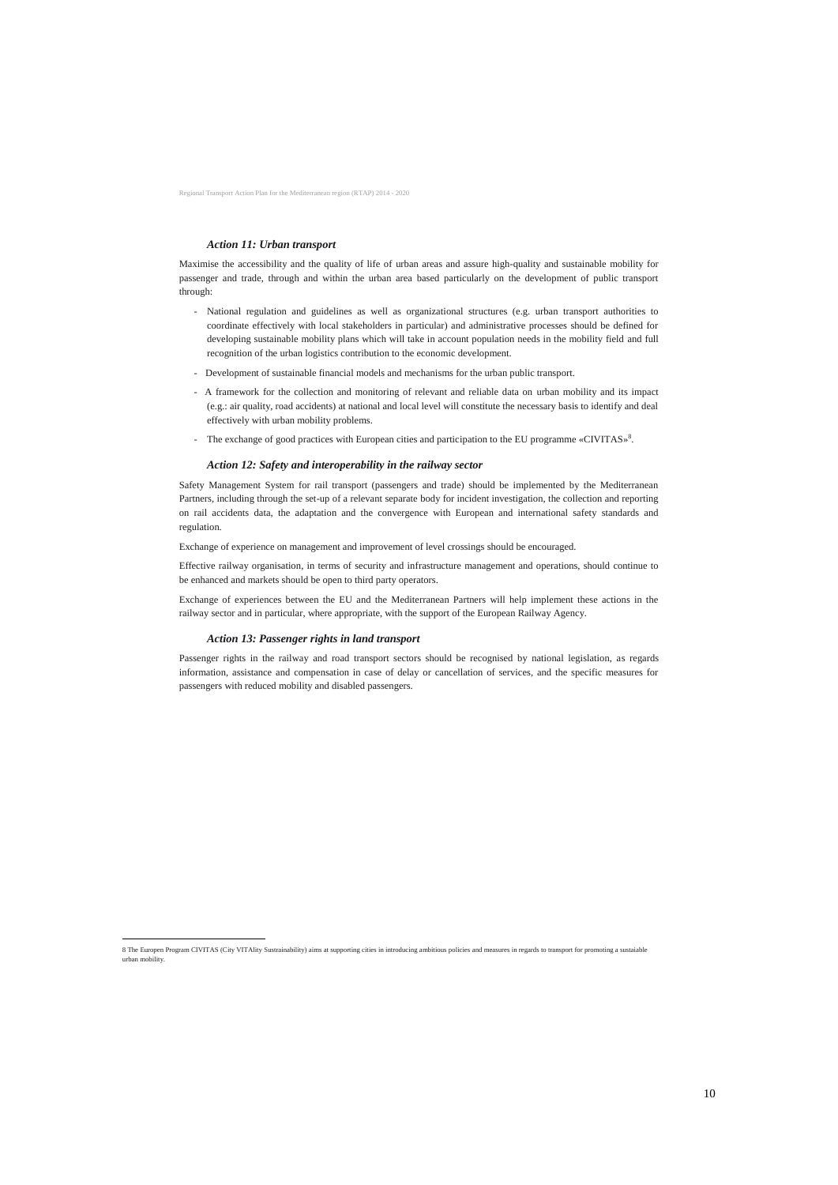### *Action 11: Urban transport*

Maximise the accessibility and the quality of life of urban areas and assure high-quality and sustainable mobility for passenger and trade, through and within the urban area based particularly on the development of public transport through:

- National regulation and guidelines as well as organizational structures (e.g. urban transport authorities to coordinate effectively with local stakeholders in particular) and administrative processes should be defined for developing sustainable mobility plans which will take in account population needs in the mobility field and full recognition of the urban logistics contribution to the economic development.
- Development of sustainable financial models and mechanisms for the urban public transport.
- A framework for the collection and monitoring of relevant and reliable data on urban mobility and its impact (e.g.: air quality, road accidents) at national and local level will constitute the necessary basis to identify and deal effectively with urban mobility problems.
- The exchange of good practices with European cities and participation to the EU programme «CIVITAS»[8].

### *Action 12: Safety and interoperability in the railway sector*

Safety Management System for rail transport (passengers and trade) should be implemented by the Mediterranean Partners, including through the set-up of a relevant separate body for incident investigation, the collection and reporting on rail accidents data, the adaptation and the convergence with European and international safety standards and regulation.

Exchange of experience on management and improvement of level crossings should be encouraged.

Effective railway organisation, in terms of security and infrastructure management and operations, should continue to be enhanced and markets should be open to third party operators.

Exchange of experiences between the EU and the Mediterranean Partners will help implement these actions in the railway sector and in particular, where appropriate, with the support of the European Railway Agency.

### *Action 13: Passenger rights in land transport*

Passenger rights in the railway and road transport sectors should be recognised by national legislation, as regards information, assistance and compensation in case of delay or cancellation of services, and the specific measures for passengers with reduced mobility and disabled passengers.

---

8 The Europen Program CIVITAS (City VITAlity Sustrainability) aims at supporting cities in introducing ambitious policies and measures in regards to transport for promoting a sustaiable urban mobility.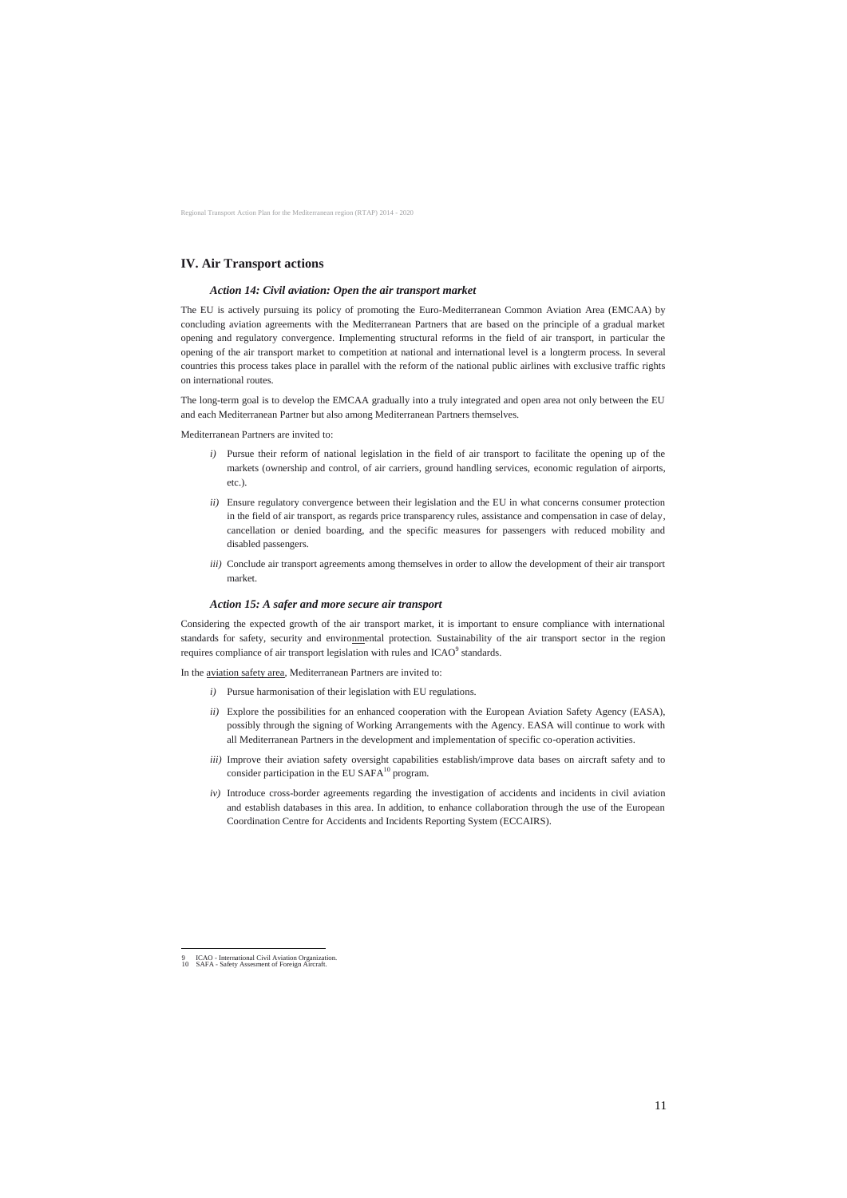## IV. Air Transport actions

### *Action 14: Civil aviation: Open the air transport market*

The EU is actively pursuing its policy of promoting the Euro-Mediterranean Common Aviation Area (EMCAA) by concluding aviation agreements with the Mediterranean Partners that are based on the principle of a gradual market opening and regulatory convergence. Implementing structural reforms in the field of air transport, in particular the opening of the air transport market to competition at national and international level is a longterm process. In several countries this process takes place in parallel with the reform of the national public airlines with exclusive traffic rights on international routes.

The long-term goal is to develop the EMCAA gradually into a truly integrated and open area not only between the EU and each Mediterranean Partner but also among Mediterranean Partners themselves.

Mediterranean Partners are invited to:

*i)* Pursue their reform of national legislation in the field of air transport to facilitate the opening up of the markets (ownership and control, of air carriers, ground handling services, economic regulation of airports, etc.).

*ii)* Ensure regulatory convergence between their legislation and the EU in what concerns consumer protection in the field of air transport, as regards price transparency rules, assistance and compensation in case of delay, cancellation or denied boarding, and the specific measures for passengers with reduced mobility and disabled passengers.

*iii)* Conclude air transport agreements among themselves in order to allow the development of their air transport market.

### *Action 15: A safer and more secure air transport*

Considering the expected growth of the air transport market, it is important to ensure compliance with international standards for safety, security and environmental protection. Sustainability of the air transport sector in the region requires compliance of air transport legislation with rules and ICAO[9] standards.

In the aviation safety area, Mediterranean Partners are invited to:

*i)* Pursue harmonisation of their legislation with EU regulations.

*ii)* Explore the possibilities for an enhanced cooperation with the European Aviation Safety Agency (EASA), possibly through the signing of Working Arrangements with the Agency. EASA will continue to work with all Mediterranean Partners in the development and implementation of specific co-operation activities.

*iii)* Improve their aviation safety oversight capabilities establish/improve data bases on aircraft safety and to consider participation in the EU SAFA[10] program.

*iv)* Introduce cross-border agreements regarding the investigation of accidents and incidents in civil aviation and establish databases in this area. In addition, to enhance collaboration through the use of the European Coordination Centre for Accidents and Incidents Reporting System (ECCAIRS).

---

9 ICAO - International Civil Aviation Organization.
10 SAFA - Safety Assesment of Foreign Aircraft.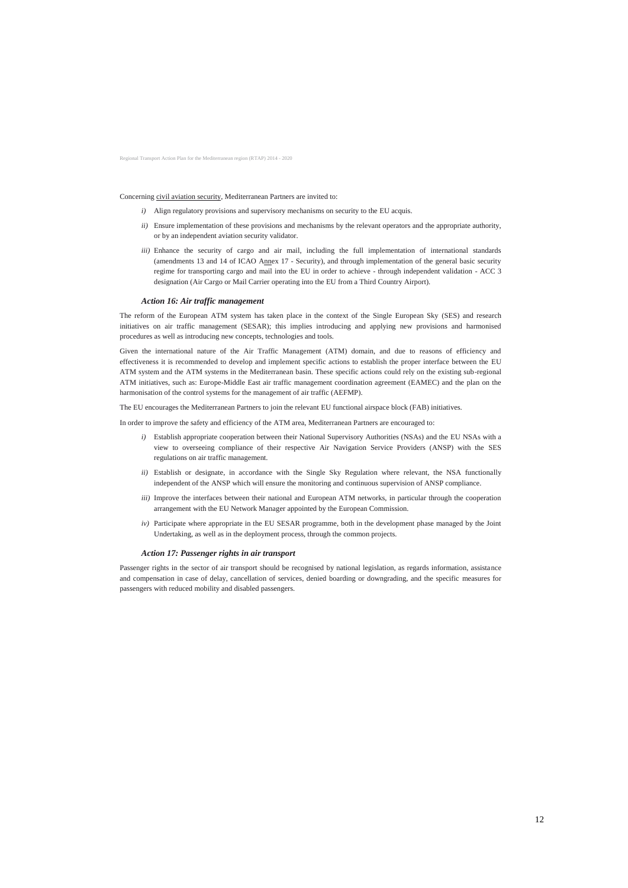Concerning civil aviation security, Mediterranean Partners are invited to:

*i)* Align regulatory provisions and supervisory mechanisms on security to the EU acquis.

*ii)* Ensure implementation of these provisions and mechanisms by the relevant operators and the appropriate authority, or by an independent aviation security validator.

*iii)* Enhance the security of cargo and air mail, including the full implementation of international standards (amendments 13 and 14 of ICAO Annex 17 - Security), and through implementation of the general basic security regime for transporting cargo and mail into the EU in order to achieve - through independent validation - ACC 3 designation (Air Cargo or Mail Carrier operating into the EU from a Third Country Airport).

### *Action 16: Air traffic management*

The reform of the European ATM system has taken place in the context of the Single European Sky (SES) and research initiatives on air traffic management (SESAR); this implies introducing and applying new provisions and harmonised procedures as well as introducing new concepts, technologies and tools.

Given the international nature of the Air Traffic Management (ATM) domain, and due to reasons of efficiency and effectiveness it is recommended to develop and implement specific actions to establish the proper interface between the EU ATM system and the ATM systems in the Mediterranean basin. These specific actions could rely on the existing sub-regional ATM initiatives, such as: Europe-Middle East air traffic management coordination agreement (EAMEC) and the plan on the harmonisation of the control systems for the management of air traffic (AEFMP).

The EU encourages the Mediterranean Partners to join the relevant EU functional airspace block (FAB) initiatives.

In order to improve the safety and efficiency of the ATM area, Mediterranean Partners are encouraged to:

*i)* Establish appropriate cooperation between their National Supervisory Authorities (NSAs) and the EU NSAs with a view to overseeing compliance of their respective Air Navigation Service Providers (ANSP) with the SES regulations on air traffic management.

*ii)* Establish or designate, in accordance with the Single Sky Regulation where relevant, the NSA functionally independent of the ANSP which will ensure the monitoring and continuous supervision of ANSP compliance.

*iii)* Improve the interfaces between their national and European ATM networks, in particular through the cooperation arrangement with the EU Network Manager appointed by the European Commission.

*iv)* Participate where appropriate in the EU SESAR programme, both in the development phase managed by the Joint Undertaking, as well as in the deployment process, through the common projects.

### *Action 17: Passenger rights in air transport*

Passenger rights in the sector of air transport should be recognised by national legislation, as regards information, assistance and compensation in case of delay, cancellation of services, denied boarding or downgrading, and the specific measures for passengers with reduced mobility and disabled passengers.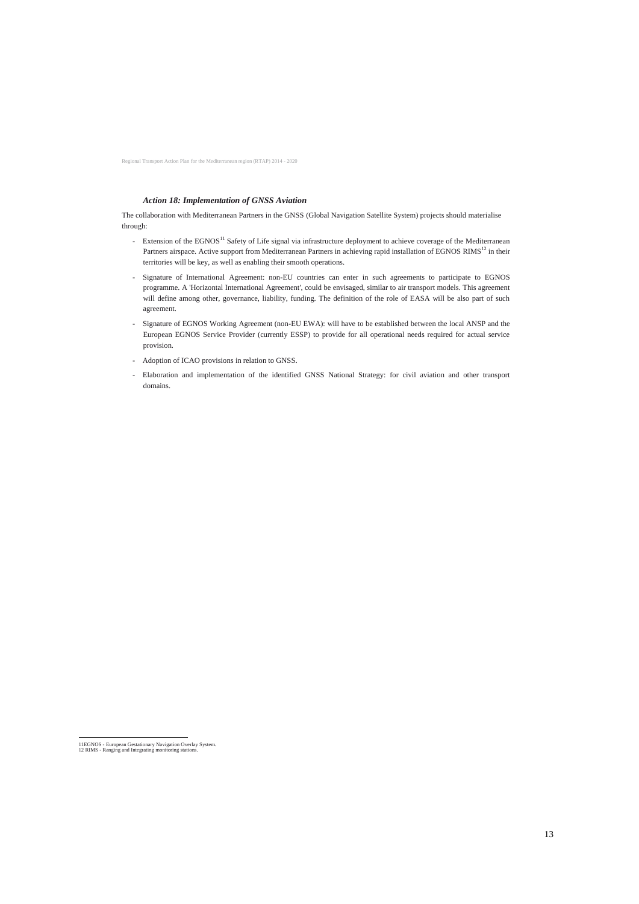### *Action 18: Implementation of GNSS Aviation*

The collaboration with Mediterranean Partners in the GNSS (Global Navigation Satellite System) projects should materialise through:

- Extension of the EGNOS[11] Safety of Life signal via infrastructure deployment to achieve coverage of the Mediterranean Partners airspace. Active support from Mediterranean Partners in achieving rapid installation of EGNOS RIMS[12] in their territories will be key, as well as enabling their smooth operations.
- Signature of International Agreement: non-EU countries can enter in such agreements to participate to EGNOS programme. A 'Horizontal International Agreement', could be envisaged, similar to air transport models. This agreement will define among other, governance, liability, funding. The definition of the role of EASA will be also part of such agreement.
- Signature of EGNOS Working Agreement (non-EU EWA): will have to be established between the local ANSP and the European EGNOS Service Provider (currently ESSP) to provide for all operational needs required for actual service provision.
- Adoption of ICAO provisions in relation to GNSS.
- Elaboration and implementation of the identified GNSS National Strategy: for civil aviation and other transport domains.

---

11EGNOS - European Gestationary Navigation Overlay System.
12 RIMS - Ranging and Integrating monitoring stations.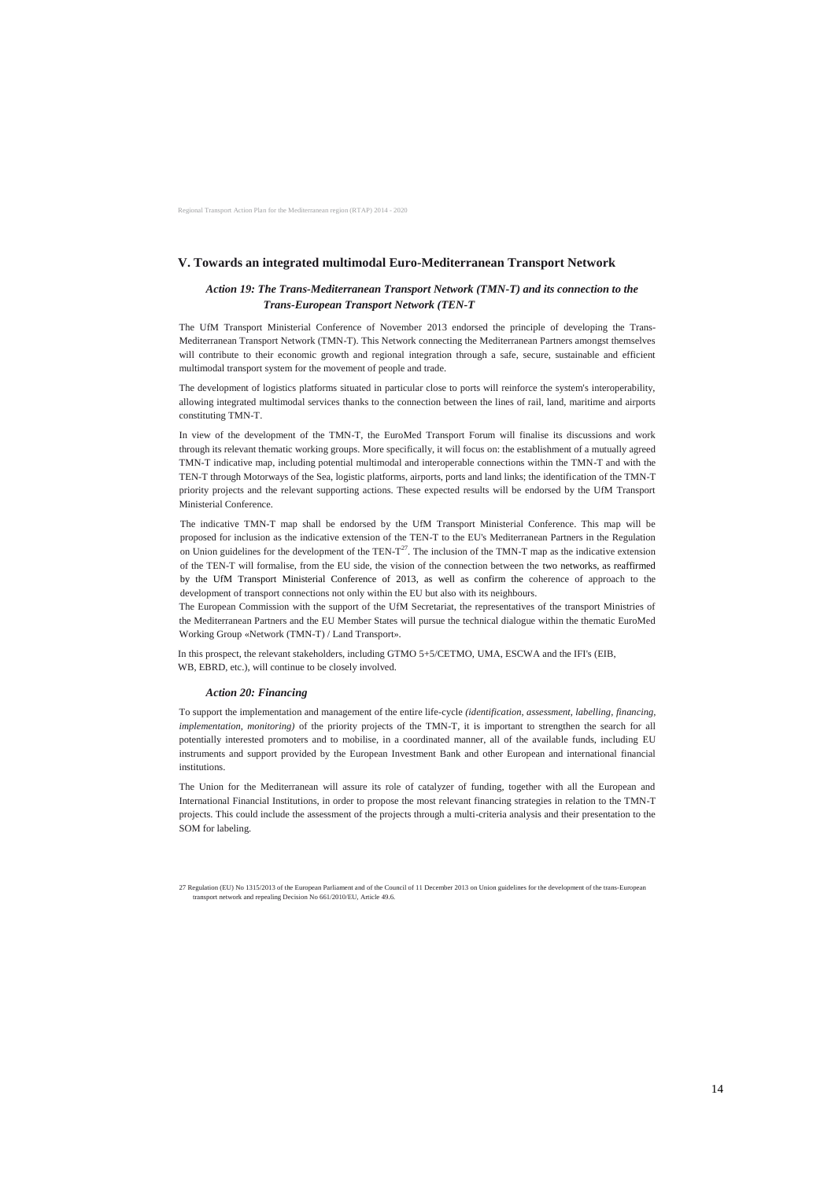## V. Towards an integrated multimodal Euro-Mediterranean Transport Network

### *Action 19: The Trans-Mediterranean Transport Network (TMN-T) and its connection to the Trans-European Transport Network (TEN-T*

The UfM Transport Ministerial Conference of November 2013 endorsed the principle of developing the Trans-Mediterranean Transport Network (TMN-T). This Network connecting the Mediterranean Partners amongst themselves will contribute to their economic growth and regional integration through a safe, secure, sustainable and efficient multimodal transport system for the movement of people and trade.

The development of logistics platforms situated in particular close to ports will reinforce the system's interoperability, allowing integrated multimodal services thanks to the connection between the lines of rail, land, maritime and airports constituting TMN-T.

In view of the development of the TMN-T, the EuroMed Transport Forum will finalise its discussions and work through its relevant thematic working groups. More specifically, it will focus on: the establishment of a mutually agreed TMN-T indicative map, including potential multimodal and interoperable connections within the TMN-T and with the TEN-T through Motorways of the Sea, logistic platforms, airports, ports and land links; the identification of the TMN-T priority projects and the relevant supporting actions. These expected results will be endorsed by the UfM Transport Ministerial Conference.

The indicative TMN-T map shall be endorsed by the UfM Transport Ministerial Conference. This map will be proposed for inclusion as the indicative extension of the TEN-T to the EU's Mediterranean Partners in the Regulation on Union guidelines for the development of the TEN-T[27]. The inclusion of the TMN-T map as the indicative extension of the TEN-T will formalise, from the EU side, the vision of the connection between the two networks, as reaffirmed by the UfM Transport Ministerial Conference of 2013, as well as confirm the coherence of approach to the development of transport connections not only within the EU but also with its neighbours.

The European Commission with the support of the UfM Secretariat, the representatives of the transport Ministries of the Mediterranean Partners and the EU Member States will pursue the technical dialogue within the thematic EuroMed Working Group «Network (TMN-T) / Land Transport».

In this prospect, the relevant stakeholders, including GTMO 5+5/CETMO, UMA, ESCWA and the IFI's (EIB, WB, EBRD, etc.), will continue to be closely involved.

### *Action 20: Financing*

To support the implementation and management of the entire life-cycle *(identification, assessment, labelling, financing, implementation, monitoring)* of the priority projects of the TMN-T, it is important to strengthen the search for all potentially interested promoters and to mobilise, in a coordinated manner, all of the available funds, including EU instruments and support provided by the European Investment Bank and other European and international financial institutions.

The Union for the Mediterranean will assure its role of catalyzer of funding, together with all the European and International Financial Institutions, in order to propose the most relevant financing strategies in relation to the TMN-T projects. This could include the assessment of the projects through a multi-criteria analysis and their presentation to the SOM for labeling.

27 Regulation (EU) No 1315/2013 of the European Parliament and of the Council of 11 December 2013 on Union guidelines for the development of the trans-European transport network and repealing Decision No 661/2010/EU, Article 49.6.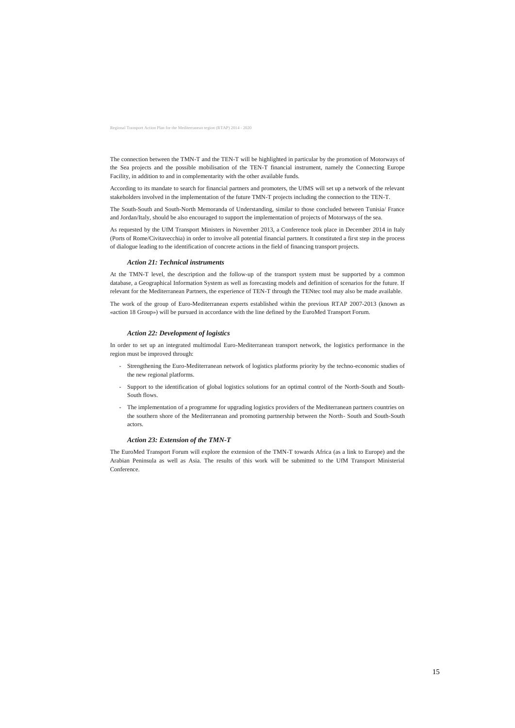The connection between the TMN-T and the TEN-T will be highlighted in particular by the promotion of Motorways of the Sea projects and the possible mobilisation of the TEN-T financial instrument, namely the Connecting Europe Facility, in addition to and in complementarity with the other available funds.

According to its mandate to search for financial partners and promoters, the UfMS will set up a network of the relevant stakeholders involved in the implementation of the future TMN-T projects including the connection to the TEN-T.

The South-South and South-North Memoranda of Understanding, similar to those concluded between Tunisia/ France and Jordan/Italy, should be also encouraged to support the implementation of projects of Motorways of the sea.

As requested by the UfM Transport Ministers in November 2013, a Conference took place in December 2014 in Italy (Ports of Rome/Civitavecchia) in order to involve all potential financial partners. It constituted a first step in the process of dialogue leading to the identification of concrete actions in the field of financing transport projects.

### *Action 21: Technical instruments*

At the TMN-T level, the description and the follow-up of the transport system must be supported by a common database, a Geographical Information System as well as forecasting models and definition of scenarios for the future. If relevant for the Mediterranean Partners, the experience of TEN-T through the TENtec tool may also be made available.

The work of the group of Euro-Mediterranean experts established within the previous RTAP 2007-2013 (known as «action 18 Group») will be pursued in accordance with the line defined by the EuroMed Transport Forum.

### *Action 22: Development of logistics*

In order to set up an integrated multimodal Euro-Mediterranean transport network, the logistics performance in the region must be improved through:

- Strengthening the Euro-Mediterranean network of logistics platforms priority by the techno-economic studies of the new regional platforms.
- Support to the identification of global logistics solutions for an optimal control of the North-South and South-South flows.
- The implementation of a programme for upgrading logistics providers of the Mediterranean partners countries on the southern shore of the Mediterranean and promoting partnership between the North- South and South-South actors.

### *Action 23: Extension of the TMN-T*

The EuroMed Transport Forum will explore the extension of the TMN-T towards Africa (as a link to Europe) and the Arabian Peninsula as well as Asia. The results of this work will be submitted to the UfM Transport Ministerial Conference.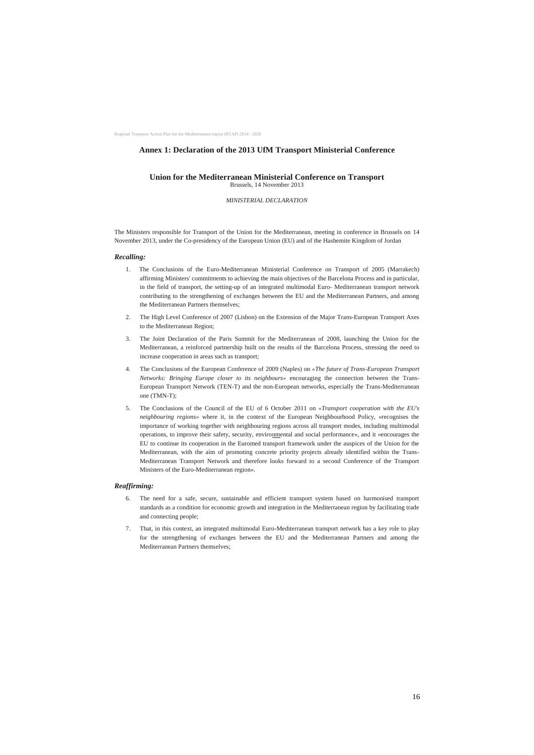## Annex 1: Declaration of the 2013 UfM Transport Ministerial Conference

### Union for the Mediterranean Ministerial Conference on Transport

Brussels, 14 November 2013

*MINISTERIAL DECLARATION*

The Ministers responsible for Transport of the Union for the Mediterranean, meeting in conference in Brussels on 14 November 2013, under the Co-presidency of the European Union (EU) and of the Hashemite Kingdom of Jordan

***Recalling:***

1. The Conclusions of the Euro-Mediterranean Ministerial Conference on Transport of 2005 (Marrakech) affirming Ministers' commitments to achieving the main objectives of the Barcelona Process and in particular, in the field of transport, the setting-up of an integrated multimodal Euro- Mediterranean transport network contributing to the strengthening of exchanges between the EU and the Mediterranean Partners, and among the Mediterranean Partners themselves;
2. The High Level Conference of 2007 (Lisbon) on the Extension of the Major Trans-European Transport Axes to the Mediterranean Region;
3. The Joint Declaration of the Paris Summit for the Mediterranean of 2008, launching the Union for the Mediterranean, a reinforced partnership built on the results of the Barcelona Process, stressing the need to increase cooperation in areas such as transport;
4. The Conclusions of the European Conference of 2009 (Naples) on *«The future of Trans-European Transport Networks: Bringing Europe closer to its neighbours»* encouraging the connection between the Trans-European Transport Network (TEN-T) and the non-European networks, especially the Trans-Mediterranean one (TMN-T);
5. The Conclusions of the Council of the EU of 6 October 2011 on *«Transport cooperation with the EU's neighbouring regions»* where it, in the context of the European Neighbourhood Policy, «recognises the importance of working together with neighbouring regions across all transport modes, including multimodal operations, to improve their safety, security, environmental and social performance», and it «encourages the EU to continue its cooperation in the Euromed transport framework under the auspices of the Union for the Mediterranean, with the aim of promoting concrete priority projects already identified within the Trans-Mediterranean Transport Network and therefore looks forward to a second Conference of the Transport Ministers of the Euro-Mediterranean region».

***Reaffirming:***

6. The need for a safe, secure, sustainable and efficient transport system based on harmonised transport standards as a condition for economic growth and integration in the Mediterranean region by facilitating trade and connecting people;
7. That, in this context, an integrated multimodal Euro-Mediterranean transport network has a key role to play for the strengthening of exchanges between the EU and the Mediterranean Partners and among the Mediterranean Partners themselves;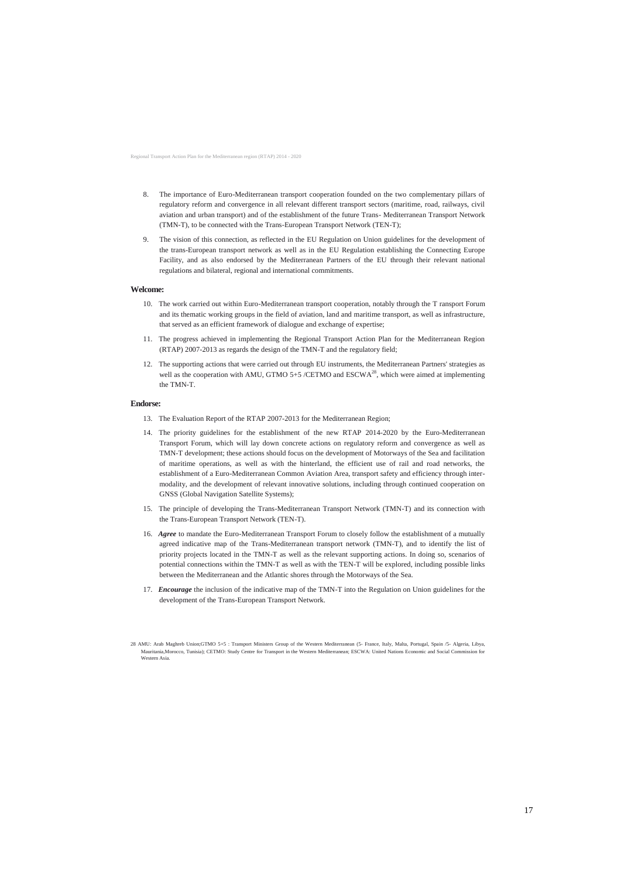8. The importance of Euro-Mediterranean transport cooperation founded on the two complementary pillars of regulatory reform and convergence in all relevant different transport sectors (maritime, road, railways, civil aviation and urban transport) and of the establishment of the future Trans- Mediterranean Transport Network (TMN-T), to be connected with the Trans-European Transport Network (TEN-T);

9. The vision of this connection, as reflected in the EU Regulation on Union guidelines for the development of the trans-European transport network as well as in the EU Regulation establishing the Connecting Europe Facility, and as also endorsed by the Mediterranean Partners of the EU through their relevant national regulations and bilateral, regional and international commitments.

**Welcome:**

10. The work carried out within Euro-Mediterranean transport cooperation, notably through the T ransport Forum and its thematic working groups in the field of aviation, land and maritime transport, as well as infrastructure, that served as an efficient framework of dialogue and exchange of expertise;

11. The progress achieved in implementing the Regional Transport Action Plan for the Mediterranean Region (RTAP) 2007-2013 as regards the design of the TMN-T and the regulatory field;

12. The supporting actions that were carried out through EU instruments, the Mediterranean Partners' strategies as well as the cooperation with AMU, GTMO 5+5 /CETMO and ESCWA[28], which were aimed at implementing the TMN-T.

**Endorse:**

13. The Evaluation Report of the RTAP 2007-2013 for the Mediterranean Region;

14. The priority guidelines for the establishment of the new RTAP 2014-2020 by the Euro-Mediterranean Transport Forum, which will lay down concrete actions on regulatory reform and convergence as well as TMN-T development; these actions should focus on the development of Motorways of the Sea and facilitation of maritime operations, as well as with the hinterland, the efficient use of rail and road networks, the establishment of a Euro-Mediterranean Common Aviation Area, transport safety and efficiency through inter-modality, and the development of relevant innovative solutions, including through continued cooperation on GNSS (Global Navigation Satellite Systems);

15. The principle of developing the Trans-Mediterranean Transport Network (TMN-T) and its connection with the Trans-European Transport Network (TEN-T).

16. ***Agree*** to mandate the Euro-Mediterranean Transport Forum to closely follow the establishment of a mutually agreed indicative map of the Trans-Mediterranean transport network (TMN-T), and to identify the list of priority projects located in the TMN-T as well as the relevant supporting actions. In doing so, scenarios of potential connections within the TMN-T as well as with the TEN-T will be explored, including possible links between the Mediterranean and the Atlantic shores through the Motorways of the Sea.

17. ***Encourage*** the inclusion of the indicative map of the TMN-T into the Regulation on Union guidelines for the development of the Trans-European Transport Network.

---

28 AMU: Arab Maghreb Union;GTMO 5+5 : Transport Ministers Group of the Western Mediterranean (5- France, Italy, Malta, Portugal, Spain /5- Algeria, Libya, Mauritania,Morocco, Tunisia); CETMO: Study Centre for Transport in the Western Mediterranean; ESCWA: United Nations Economic and Social Commission for Western Asia.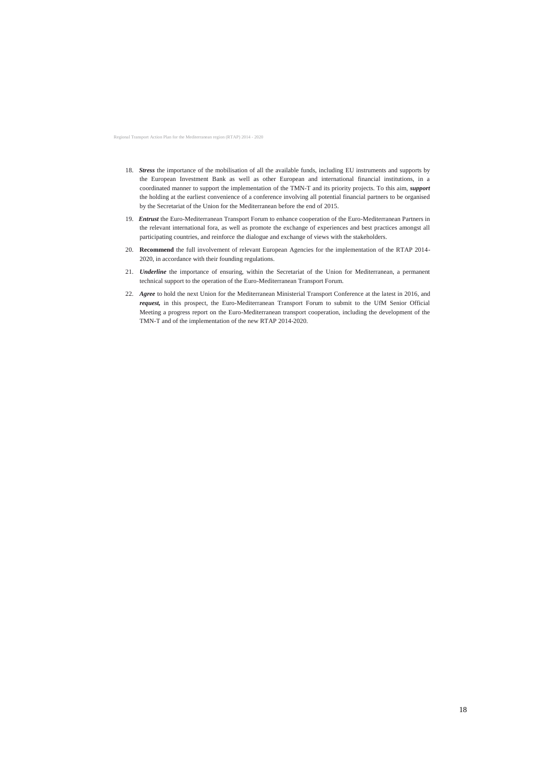18. ***Stress*** the importance of the mobilisation of all the available funds, including EU instruments and supports by the European Investment Bank as well as other European and international financial institutions, in a coordinated manner to support the implementation of the TMN-T and its priority projects. To this aim, ***support*** the holding at the earliest convenience of a conference involving all potential financial partners to be organised by the Secretariat of the Union for the Mediterranean before the end of 2015.

19. ***Entrust*** the Euro-Mediterranean Transport Forum to enhance cooperation of the Euro-Mediterranean Partners in the relevant international fora, as well as promote the exchange of experiences and best practices amongst all participating countries, and reinforce the dialogue and exchange of views with the stakeholders.

20. **Recommend** the full involvement of relevant European Agencies for the implementation of the RTAP 2014-2020, in accordance with their founding regulations.

21. ***Underline*** the importance of ensuring, within the Secretariat of the Union for Mediterranean, a permanent technical support to the operation of the Euro-Mediterranean Transport Forum.

22. ***Agree*** to hold the next Union for the Mediterranean Ministerial Transport Conference at the latest in 2016, and ***request,*** in this prospect, the Euro-Mediterranean Transport Forum to submit to the UfM Senior Official Meeting a progress report on the Euro-Mediterranean transport cooperation, including the development of the TMN-T and of the implementation of the new RTAP 2014-2020.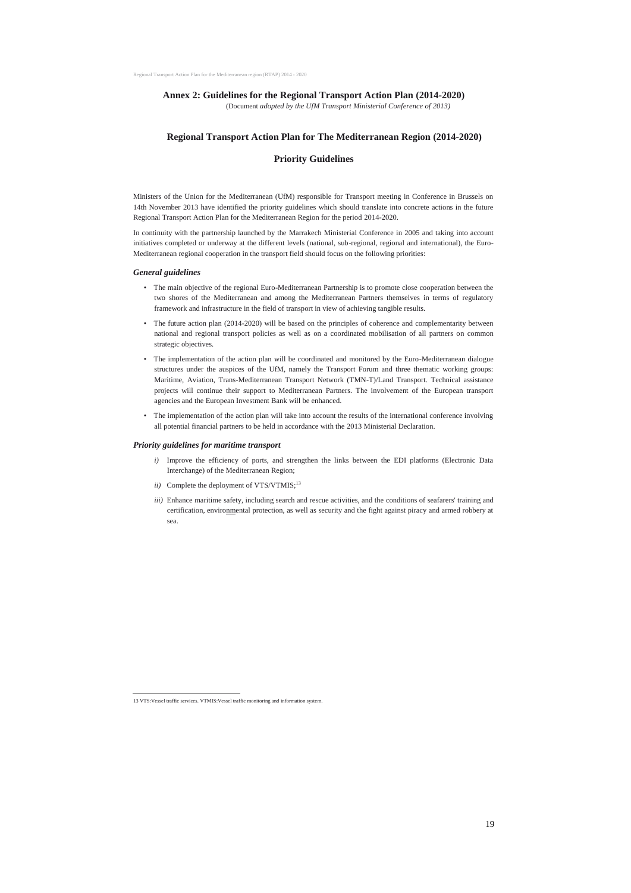## Annex 2: Guidelines for the Regional Transport Action Plan (2014-2020)

(Document *adopted by the UfM Transport Ministerial Conference of 2013)*

### Regional Transport Action Plan for The Mediterranean Region (2014-2020)

### Priority Guidelines

Ministers of the Union for the Mediterranean (UfM) responsible for Transport meeting in Conference in Brussels on 14th November 2013 have identified the priority guidelines which should translate into concrete actions in the future Regional Transport Action Plan for the Mediterranean Region for the period 2014-2020.

In continuity with the partnership launched by the Marrakech Ministerial Conference in 2005 and taking into account initiatives completed or underway at the different levels (national, sub-regional, regional and international), the Euro-Mediterranean regional cooperation in the transport field should focus on the following priorities:

#### *General guidelines*

- The main objective of the regional Euro-Mediterranean Partnership is to promote close cooperation between the two shores of the Mediterranean and among the Mediterranean Partners themselves in terms of regulatory framework and infrastructure in the field of transport in view of achieving tangible results.
- The future action plan (2014-2020) will be based on the principles of coherence and complementarity between national and regional transport policies as well as on a coordinated mobilisation of all partners on common strategic objectives.
- The implementation of the action plan will be coordinated and monitored by the Euro-Mediterranean dialogue structures under the auspices of the UfM, namely the Transport Forum and three thematic working groups: Maritime, Aviation, Trans-Mediterranean Transport Network (TMN-T)/Land Transport. Technical assistance projects will continue their support to Mediterranean Partners. The involvement of the European transport agencies and the European Investment Bank will be enhanced.
- The implementation of the action plan will take into account the results of the international conference involving all potential financial partners to be held in accordance with the 2013 Ministerial Declaration.

#### *Priority guidelines for maritime transport*

*i)* Improve the efficiency of ports, and strengthen the links between the EDI platforms (Electronic Data Interchange) of the Mediterranean Region;

*ii)* Complete the deployment of VTS/VTMIS;[13]

*iii)* Enhance maritime safety, including search and rescue activities, and the conditions of seafarers' training and certification, environmental protection, as well as security and the fight against piracy and armed robbery at sea.

---

13 VTS:Vessel traffic services. VTMIS:Vessel traffic monitoring and information system.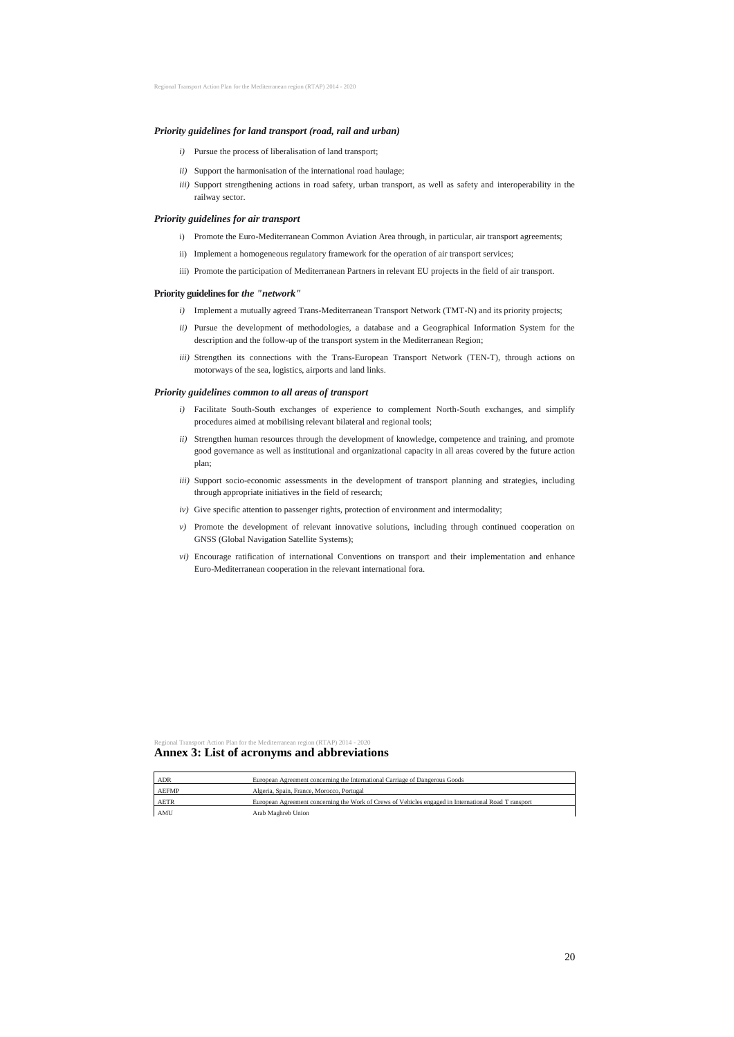### *Priority guidelines for land transport (road, rail and urban)*

*i)* Pursue the process of liberalisation of land transport;

*ii)* Support the harmonisation of the international road haulage;

*iii)* Support strengthening actions in road safety, urban transport, as well as safety and interoperability in the railway sector.

### *Priority guidelines for air transport*

i) Promote the Euro-Mediterranean Common Aviation Area through, in particular, air transport agreements;

ii) Implement a homogeneous regulatory framework for the operation of air transport services;

iii) Promote the participation of Mediterranean Partners in relevant EU projects in the field of air transport.

### **Priority guidelines for** *the "network"*

*i)* Implement a mutually agreed Trans-Mediterranean Transport Network (TMT-N) and its priority projects;

*ii)* Pursue the development of methodologies, a database and a Geographical Information System for the description and the follow-up of the transport system in the Mediterranean Region;

*iii)* Strengthen its connections with the Trans-European Transport Network (TEN-T), through actions on motorways of the sea, logistics, airports and land links.

### *Priority guidelines common to all areas of transport*

*i)* Facilitate South-South exchanges of experience to complement North-South exchanges, and simplify procedures aimed at mobilising relevant bilateral and regional tools;

*ii)* Strengthen human resources through the development of knowledge, competence and training, and promote good governance as well as institutional and organizational capacity in all areas covered by the future action plan;

*iii)* Support socio-economic assessments in the development of transport planning and strategies, including through appropriate initiatives in the field of research;

*iv)* Give specific attention to passenger rights, protection of environment and intermodality;

*v)* Promote the development of relevant innovative solutions, including through continued cooperation on GNSS (Global Navigation Satellite Systems);

*vi)* Encourage ratification of international Conventions on transport and their implementation and enhance Euro-Mediterranean cooperation in the relevant international fora.

## Annex 3: List of acronyms and abbreviations

| | |
|---|---|
| ADR | European Agreement concerning the International Carriage of Dangerous Goods |
| AEFMP | Algeria, Spain, France, Morocco, Portugal |
| AETR | European Agreement concerning the Work of Crews of Vehicles engaged in International Road T ransport |
| AMU | Arab Maghreb Union |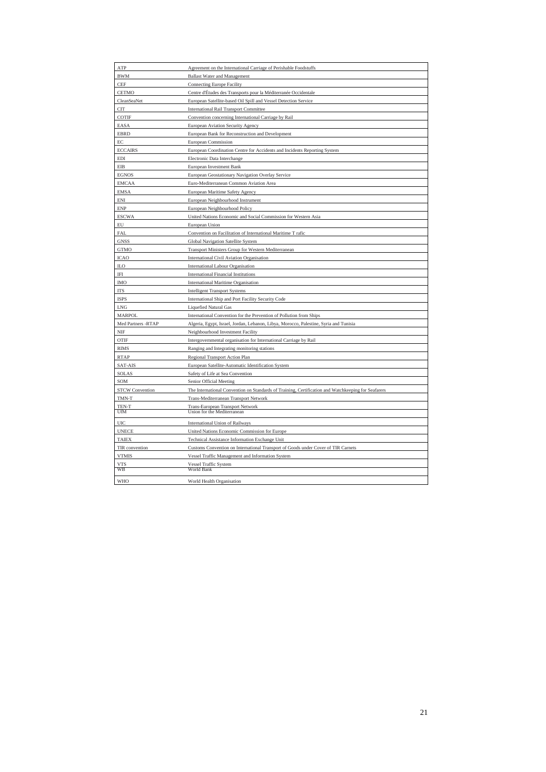| | |
|---|---|
| ATP | Agreement on the International Carriage of Perishable Foodstuffs |
| BWM | Ballast Water and Management |
| CEF | Connecting Europe Facility |
| CETMO | Centre d'Études des Transports pour la Méditerranée Occidentale |
| CleanSeaNet | European Satellite-based Oil Spill and Vessel Detection Service |
| CIT | International Rail Transport Committee |
| COTIF | Convention concerning International Carriage by Rail |
| EASA | European Aviation Security Agency |
| EBRD | European Bank for Reconstruction and Development |
| EC | European Commission |
| ECCAIRS | European Coordination Centre for Accidents and Incidents Reporting System |
| EDI | Electronic Data Interchange |
| EIB | European Investment Bank |
| EGNOS | European Geostationary Navigation Overlay Service |
| EMCAA | Euro-Mediterranean Common Aviation Area |
| EMSA | European Maritime Safety Agency |
| ENI | European Neighbourhood Instrument |
| ENP | European Neighbourhood Policy |
| ESCWA | United Nations Economic and Social Commission for Western Asia |
| EU | European Union |
| FAL | Convention on Facilitation of International Maritime T rafic |
| GNSS | Global Navigation Satellite System |
| GTMO | Transport Ministers Group for Western Mediterranean |
| ICAO | International Civil Aviation Organisation |
| ILO | International Labour Organisation |
| IFI | International Financial Institutions |
| IMO | International Maritime Organisation |
| ITS | Intelligent Transport Systems |
| ISPS | International Ship and Port Facility Security Code |
| LNG | Liquefied Natural Gas |
| MARPOL | International Convention for the Prevention of Pollution from Ships |
| Med Partners -RTAP | Algeria, Egypt, Israel, Jordan, Lebanon, Libya, Morocco, Palestine, Syria and Tunisia |
| NIF | Neighbourhood Investment Facility |
| OTIF | Intergovernmental organisation for International Carriage by Rail |
| RIMS | Ranging and Integrating monitoring stations |
| RTAP | Regional Transport Action Plan |
| SAT-AIS | European Satellite-Automatic Identification System |
| SOLAS | Safety of Life at Sea Convention |
| SOM | Senior Official Meeting |
| STCW Convention | The International Convention on Standards of Training, Certification and Watchkeeping for Seafarers |
| TMN-T | Trans-Mediterranean Transport Network |
| TEN-T | Trans-European Transport Network |
| UfM | Union for the Mediterranean |
| UIC | International Union of Railways |
| UNECE | United Nations Economic Commission for Europe |
| TAIEX | Technical Assistance Information Exchange Unit |
| TIR convention | Customs Convention on International Transport of Goods under Cover of TIR Carnets |
| VTMIS | Vessel Traffic Management and Information System |
| VTS | Vessel Traffic System |
| WB | World Bank |
| WHO | World Health Organisation |